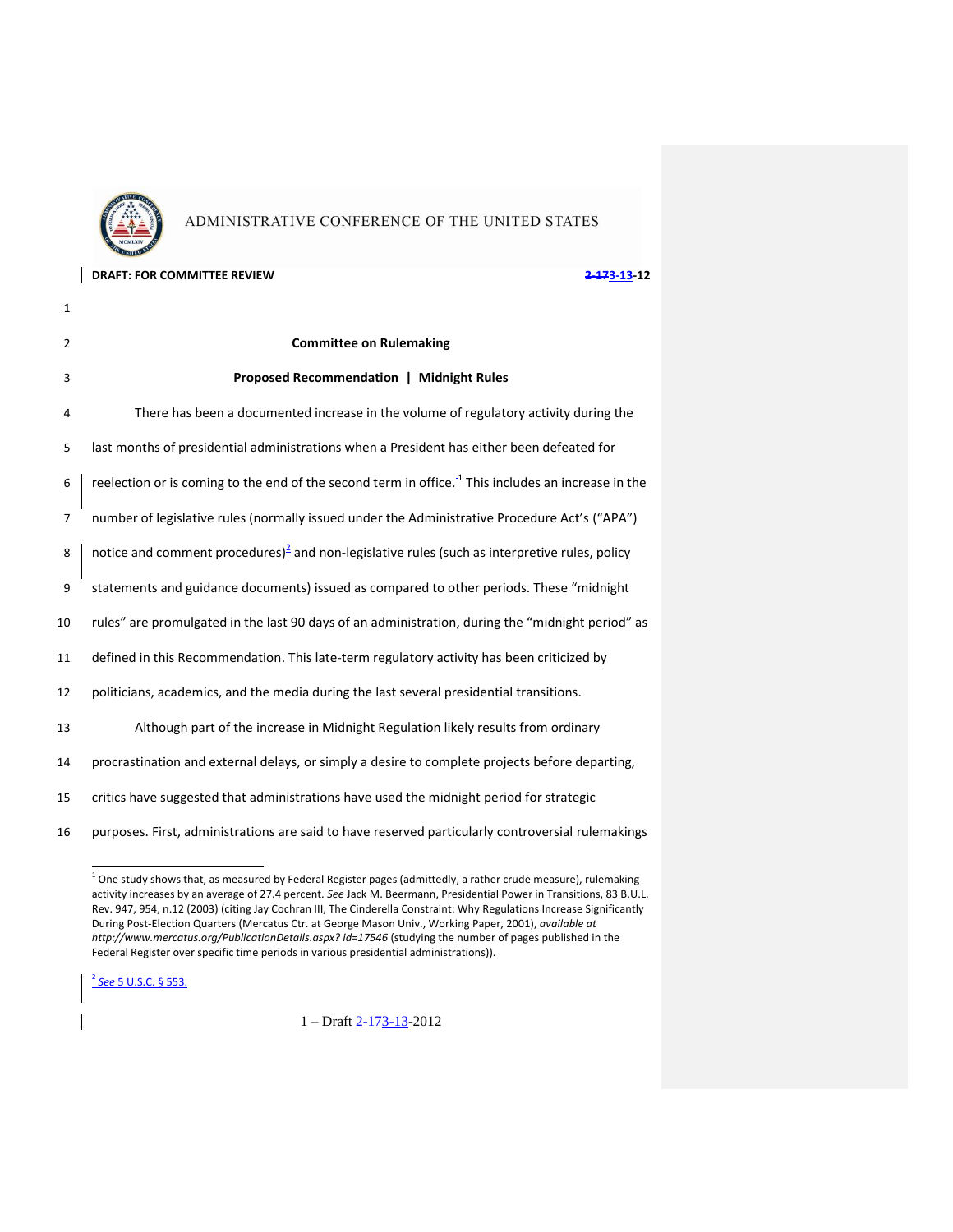ADMINISTRATIVE CONFERENCE OF THE UNITED STATES

**DRAFT: FOR COMMITTEE REVIEW** **2-173-13-12**

**Committee on Rulemaking**

**Proposed Recommendation | Midnight Rules**

There has been a documented increase in the volume of regulatory activity during the last months of presidential administrations when a President has either been defeated for reelection or is coming to the end of the second term in office.[1] This includes an increase in the number of legislative rules (normally issued under the Administrative Procedure Act's ("APA") notice and comment procedures)[2] and non-legislative rules (such as interpretive rules, policy statements and guidance documents) issued as compared to other periods. These "midnight rules" are promulgated in the last 90 days of an administration, during the "midnight period" as defined in this Recommendation. This late-term regulatory activity has been criticized by politicians, academics, and the media during the last several presidential transitions.

Although part of the increase in Midnight Regulation likely results from ordinary procrastination and external delays, or simply a desire to complete projects before departing, critics have suggested that administrations have used the midnight period for strategic purposes. First, administrations are said to have reserved particularly controversial rulemakings

---

[1] One study shows that, as measured by Federal Register pages (admittedly, a rather crude measure), rulemaking activity increases by an average of 27.4 percent. *See* Jack M. Beermann, Presidential Power in Transitions, 83 B.U.L. Rev. 947, 954, n.12 (2003) (citing Jay Cochran III, The Cinderella Constraint: Why Regulations Increase Significantly During Post-Election Quarters (Mercatus Ctr. at George Mason Univ., Working Paper, 2001), *available at http://www.mercatus.org/PublicationDetails.aspx? id=17546* (studying the number of pages published in the Federal Register over specific time periods in various presidential administrations)).

[2] *See* 5 U.S.C. § 553.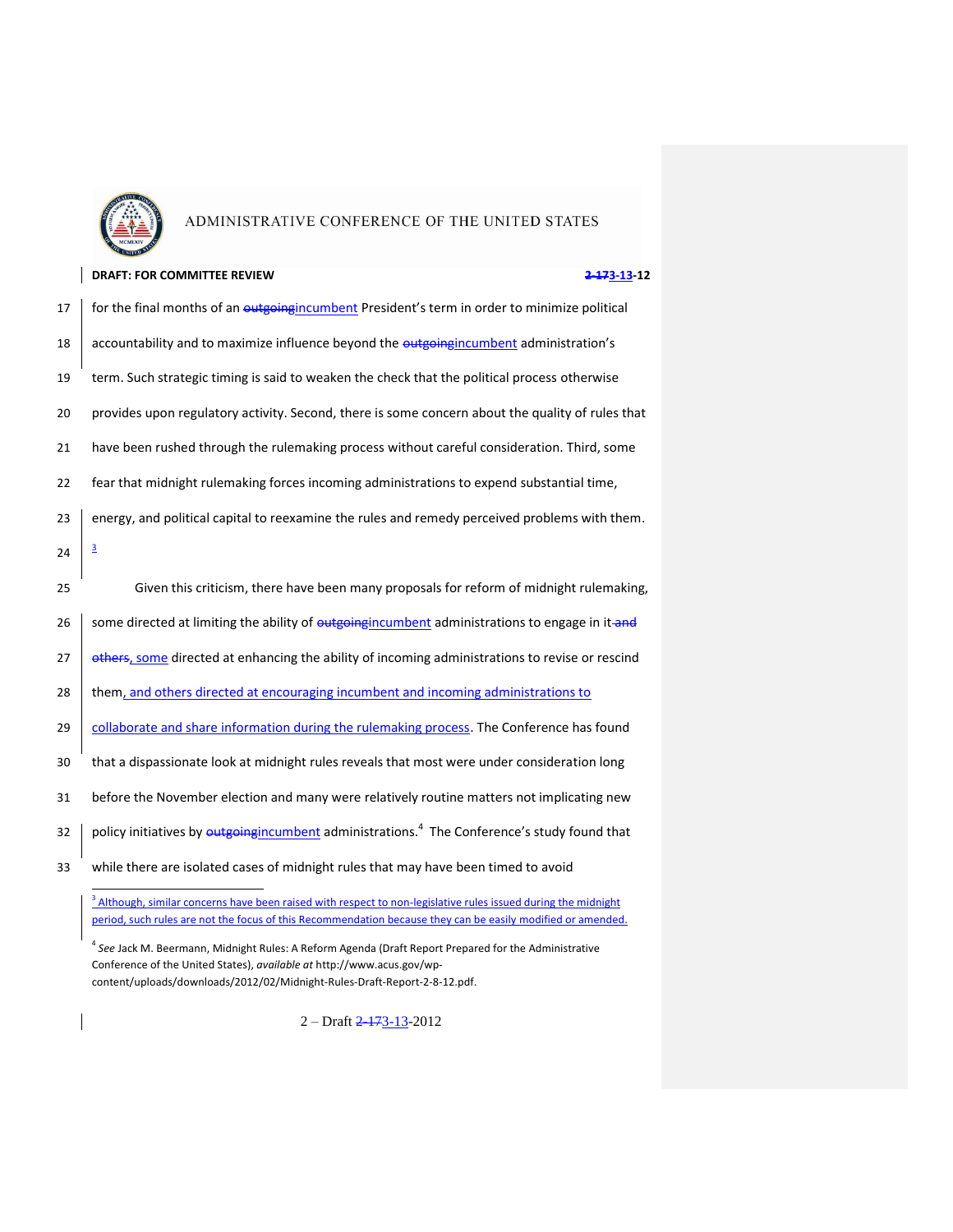for the final months of an ~~outgoing~~incumbent President's term in order to minimize political accountability and to maximize influence beyond the ~~outgoing~~incumbent administration's term. Such strategic timing is said to weaken the check that the political process otherwise provides upon regulatory activity. Second, there is some concern about the quality of rules that have been rushed through the rulemaking process without careful consideration. Third, some fear that midnight rulemaking forces incoming administrations to expend substantial time, energy, and political capital to reexamine the rules and remedy perceived problems with them.[3]

Given this criticism, there have been many proposals for reform of midnight rulemaking, some directed at limiting the ability of ~~outgoing~~incumbent administrations to engage in it ~~and others~~, some directed at enhancing the ability of incoming administrations to revise or rescind them, and others directed at encouraging incumbent and incoming administrations to collaborate and share information during the rulemaking process. The Conference has found that a dispassionate look at midnight rules reveals that most were under consideration long before the November election and many were relatively routine matters not implicating new policy initiatives by ~~outgoing~~incumbent administrations.[4] The Conference's study found that while there are isolated cases of midnight rules that may have been timed to avoid

---

[3] Although, similar concerns have been raised with respect to non-legislative rules issued during the midnight period, such rules are not the focus of this Recommendation because they can be easily modified or amended.

[4] *See* Jack M. Beermann, Midnight Rules: A Reform Agenda (Draft Report Prepared for the Administrative Conference of the United States), *available at* http://www.acus.gov/wp-content/uploads/downloads/2012/02/Midnight-Rules-Draft-Report-2-8-12.pdf.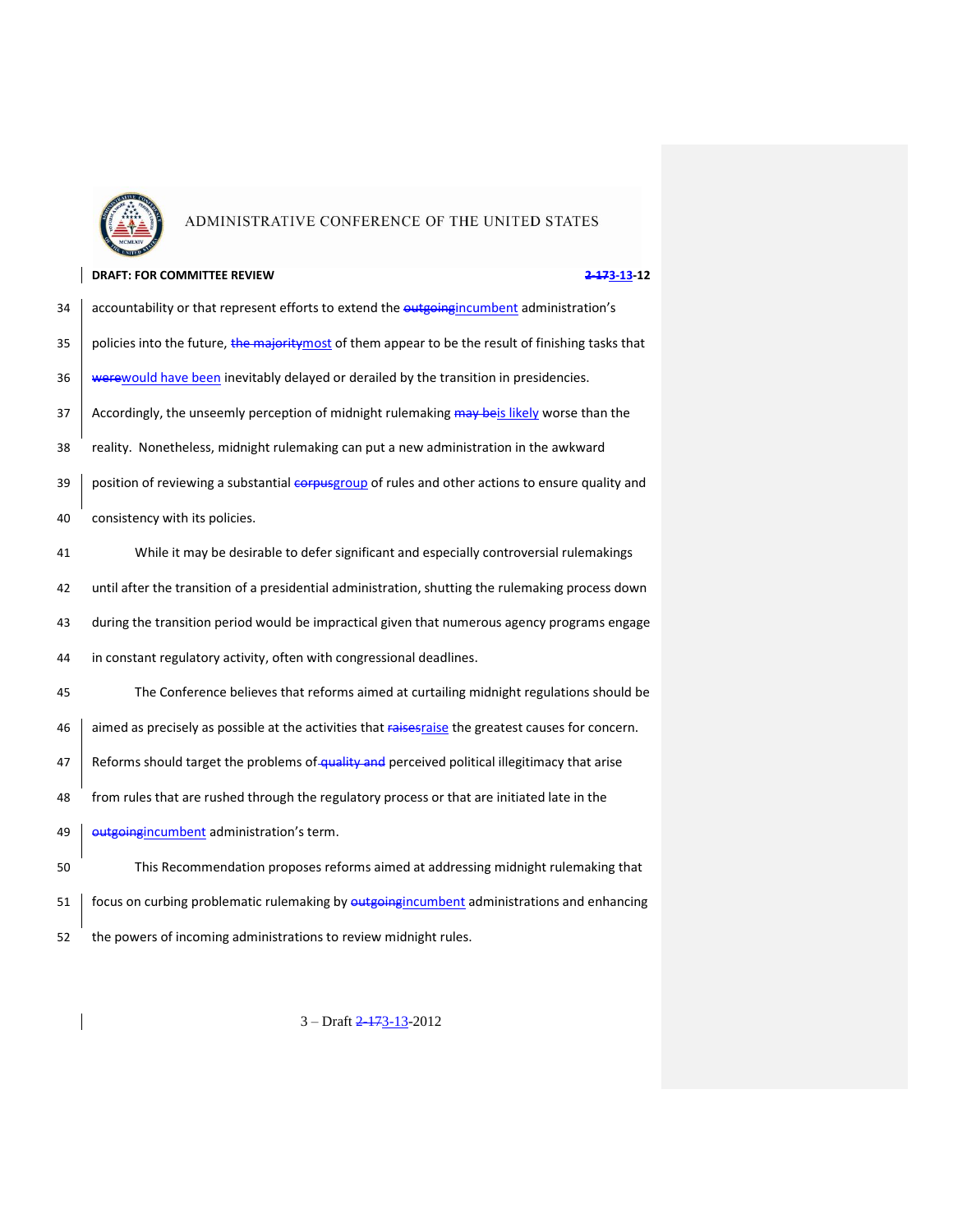accountability or that represent efforts to extend the ~~outgoing~~incumbent administration's policies into the future, ~~the majority~~most of them appear to be the result of finishing tasks that ~~were~~would have been inevitably delayed or derailed by the transition in presidencies. Accordingly, the unseemly perception of midnight rulemaking ~~may be~~is likely worse than the reality. Nonetheless, midnight rulemaking can put a new administration in the awkward position of reviewing a substantial ~~corpus~~group of rules and other actions to ensure quality and consistency with its policies.

While it may be desirable to defer significant and especially controversial rulemakings until after the transition of a presidential administration, shutting the rulemaking process down during the transition period would be impractical given that numerous agency programs engage in constant regulatory activity, often with congressional deadlines.

The Conference believes that reforms aimed at curtailing midnight regulations should be aimed as precisely as possible at the activities that ~~raises~~raise the greatest causes for concern. Reforms should target the problems of~~ quality and~~ perceived political illegitimacy that arise from rules that are rushed through the regulatory process or that are initiated late in the ~~outgoing~~incumbent administration's term.

This Recommendation proposes reforms aimed at addressing midnight rulemaking that focus on curbing problematic rulemaking by ~~outgoing~~incumbent administrations and enhancing the powers of incoming administrations to review midnight rules.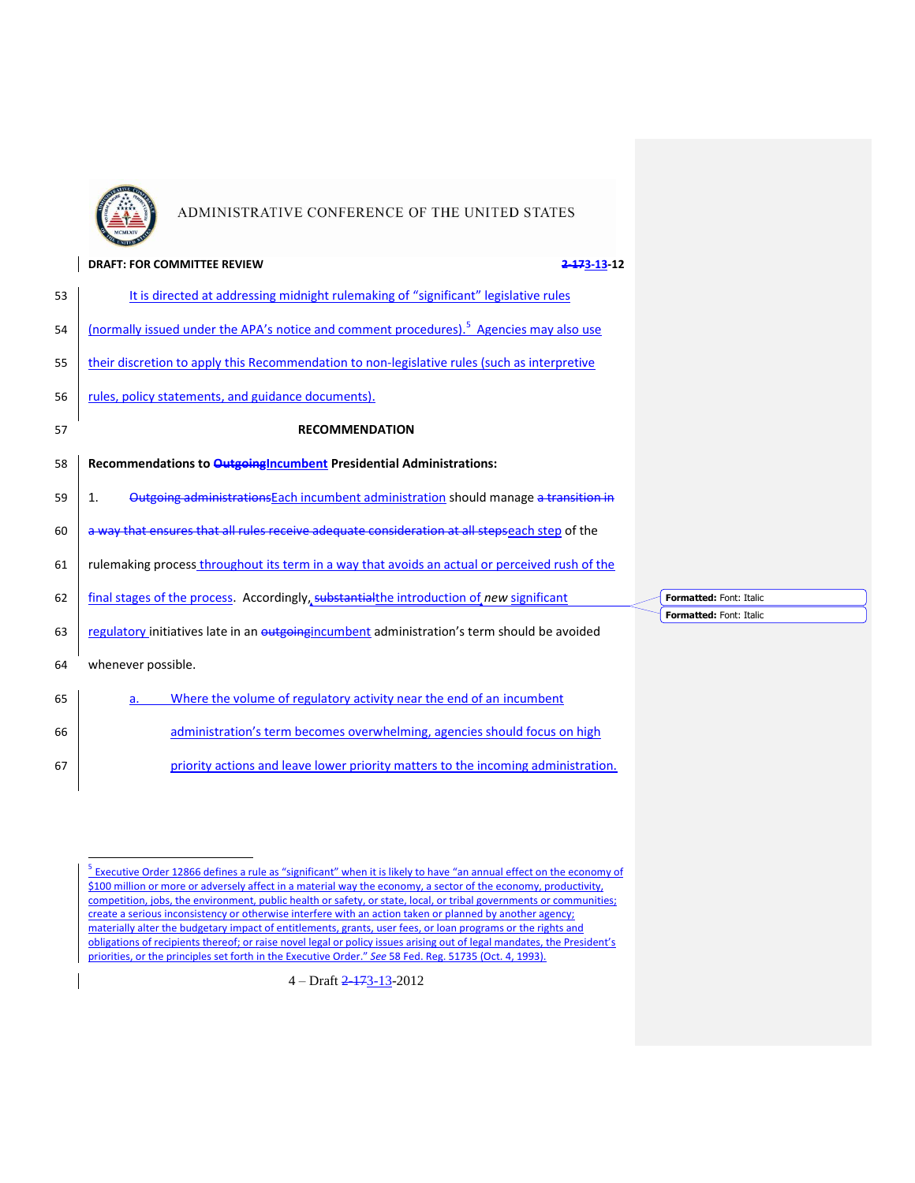It is directed at addressing midnight rulemaking of "significant" legislative rules (normally issued under the APA's notice and comment procedures).[5] Agencies may also use their discretion to apply this Recommendation to non-legislative rules (such as interpretive rules, policy statements, and guidance documents).

**RECOMMENDATION**

**Recommendations to ~~Outgoing~~Incumbent Presidential Administrations:**

1. ~~Outgoing administrations~~Each incumbent administration should manage ~~a transition in a way that ensures that all rules receive adequate consideration at all steps~~each step of the rulemaking process throughout its term in a way that avoids an actual or perceived rush of the final stages of the process. Accordingly, ~~substantial~~the introduction of *new* significant regulatory initiatives late in an ~~outgoing~~incumbent administration's term should be avoided whenever possible.

   a. Where the volume of regulatory activity near the end of an incumbent administration's term becomes overwhelming, agencies should focus on high priority actions and leave lower priority matters to the incoming administration.

[5] Executive Order 12866 defines a rule as "significant" when it is likely to have "an annual effect on the economy of $100 million or more or adversely affect in a material way the economy, a sector of the economy, productivity, competition, jobs, the environment, public health or safety, or state, local, or tribal governments or communities; create a serious inconsistency or otherwise interfere with an action taken or planned by another agency; materially alter the budgetary impact of entitlements, grants, user fees, or loan programs or the rights and obligations of recipients thereof; or raise novel legal or policy issues arising out of legal mandates, the President's priorities, or the principles set forth in the Executive Order." *See* 58 Fed. Reg. 51735 (Oct. 4, 1993).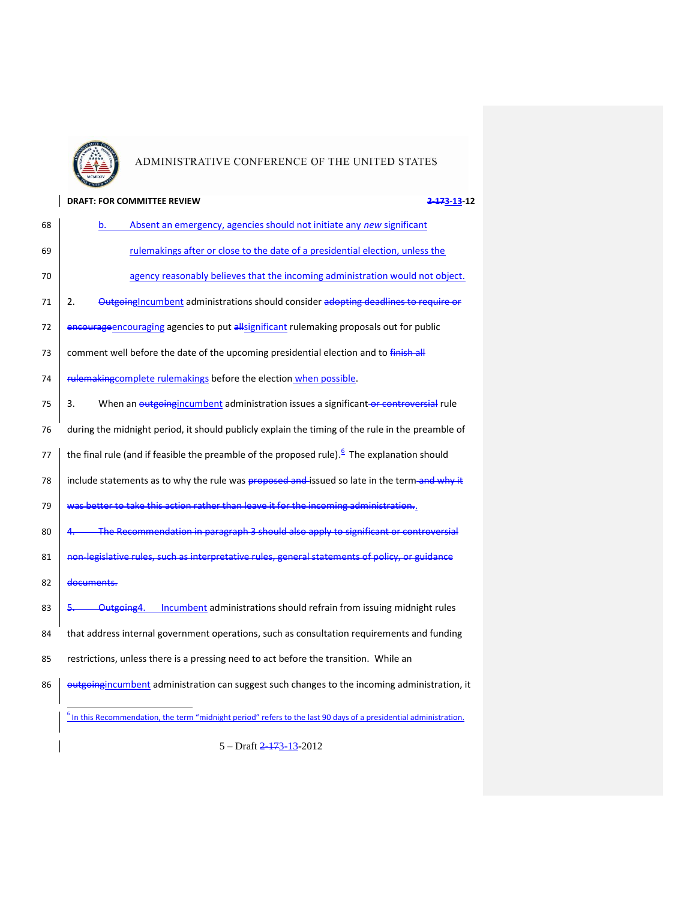b. Absent an emergency, agencies should not initiate any *new* significant rulemakings after or close to the date of a presidential election, unless the agency reasonably believes that the incoming administration would not object.

2. ~~Outgoing~~Incumbent administrations should consider ~~adopting deadlines to require or encourage~~encouraging agencies to put ~~all~~significant rulemaking proposals out for public comment well before the date of the upcoming presidential election and to ~~finish all rulemaking~~complete rulemakings before the election when possible.

3. When an ~~outgoing~~incumbent administration issues a significant ~~or controversial~~ rule during the midnight period, it should publicly explain the timing of the rule in the preamble of the final rule (and if feasible the preamble of the proposed rule).[6] The explanation should include statements as to why the rule was ~~proposed and~~ issued so late in the term ~~and why it was better to take this action rather than leave it for the incoming administration.~~.

~~4. The Recommendation in paragraph 3 should also apply to significant or controversial non-legislative rules, such as interpretative rules, general statements of policy, or guidance documents.~~

~~5. Outgoing~~4. Incumbent administrations should refrain from issuing midnight rules that address internal government operations, such as consultation requirements and funding restrictions, unless there is a pressing need to act before the transition. While an ~~outgoing~~incumbent administration can suggest such changes to the incoming administration, it

[6] In this Recommendation, the term "midnight period" refers to the last 90 days of a presidential administration.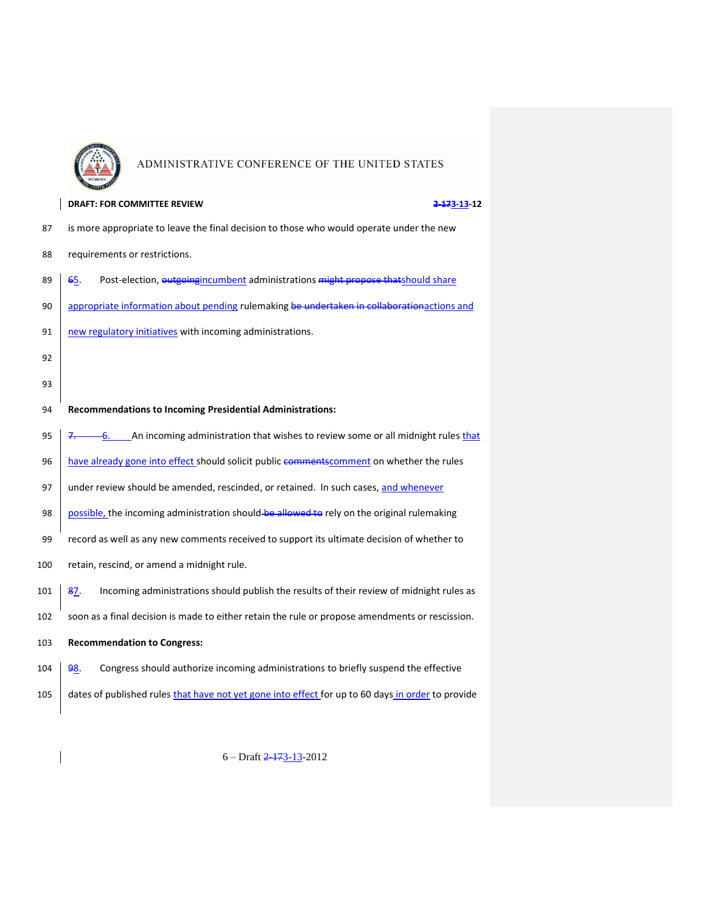is more appropriate to leave the final decision to those who would operate under the new requirements or restrictions.

~~6~~5. Post-election, ~~outgoing~~incumbent administrations ~~might propose that~~should share appropriate information about pending rulemaking ~~be undertaken in collaboration~~actions and new regulatory initiatives with incoming administrations.

**Recommendations to Incoming Presidential Administrations:**

~~7.~~ 6. An incoming administration that wishes to review some or all midnight rules that have already gone into effect should solicit public ~~comments~~comment on whether the rules under review should be amended, rescinded, or retained. In such cases, and whenever possible, the incoming administration should ~~be allowed to~~ rely on the original rulemaking record as well as any new comments received to support its ultimate decision of whether to retain, rescind, or amend a midnight rule.

~~8~~7. Incoming administrations should publish the results of their review of midnight rules as soon as a final decision is made to either retain the rule or propose amendments or rescission.

**Recommendation to Congress:**

~~9~~8. Congress should authorize incoming administrations to briefly suspend the effective dates of published rules that have not yet gone into effect for up to 60 days in order to provide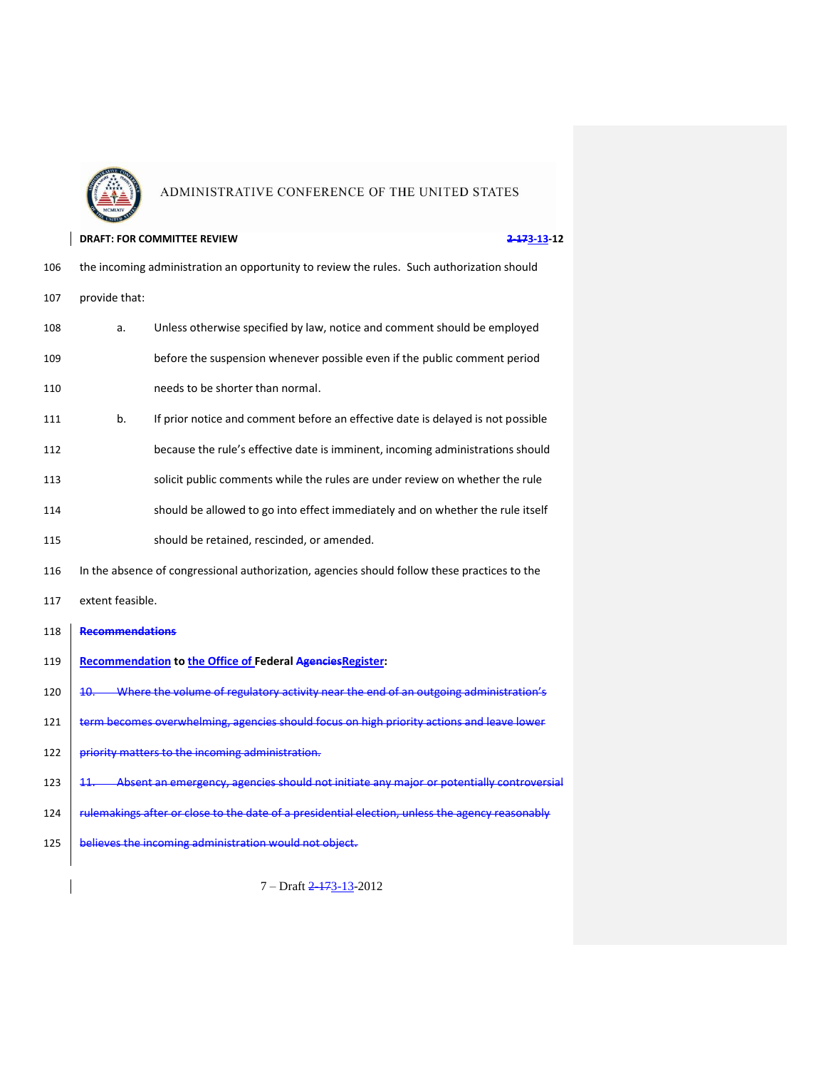the incoming administration an opportunity to review the rules. Such authorization should provide that:

a. Unless otherwise specified by law, notice and comment should be employed before the suspension whenever possible even if the public comment period needs to be shorter than normal.

b. If prior notice and comment before an effective date is delayed is not possible because the rule's effective date is imminent, incoming administrations should solicit public comments while the rules are under review on whether the rule should be allowed to go into effect immediately and on whether the rule itself should be retained, rescinded, or amended.

In the absence of congressional authorization, agencies should follow these practices to the extent feasible.

~~**Recommendations**~~

**Recommendation to the Office of Federal ~~Agencies~~Register:**

~~10. Where the volume of regulatory activity near the end of an outgoing administration's term becomes overwhelming, agencies should focus on high priority actions and leave lower priority matters to the incoming administration.~~

~~11. Absent an emergency, agencies should not initiate any major or potentially controversial rulemakings after or close to the date of a presidential election, unless the agency reasonably believes the incoming administration would not object.~~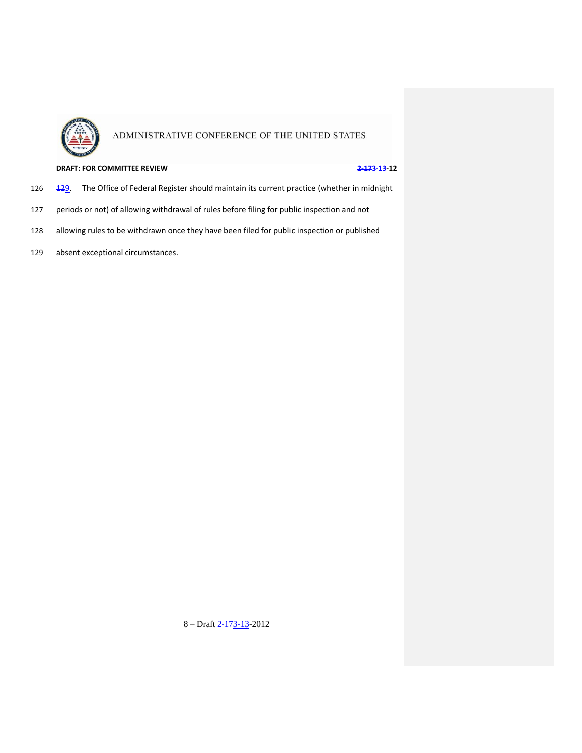~~12~~9. The Office of Federal Register should maintain its current practice (whether in midnight periods or not) of allowing withdrawal of rules before filing for public inspection and not allowing rules to be withdrawn once they have been filed for public inspection or published absent exceptional circumstances.